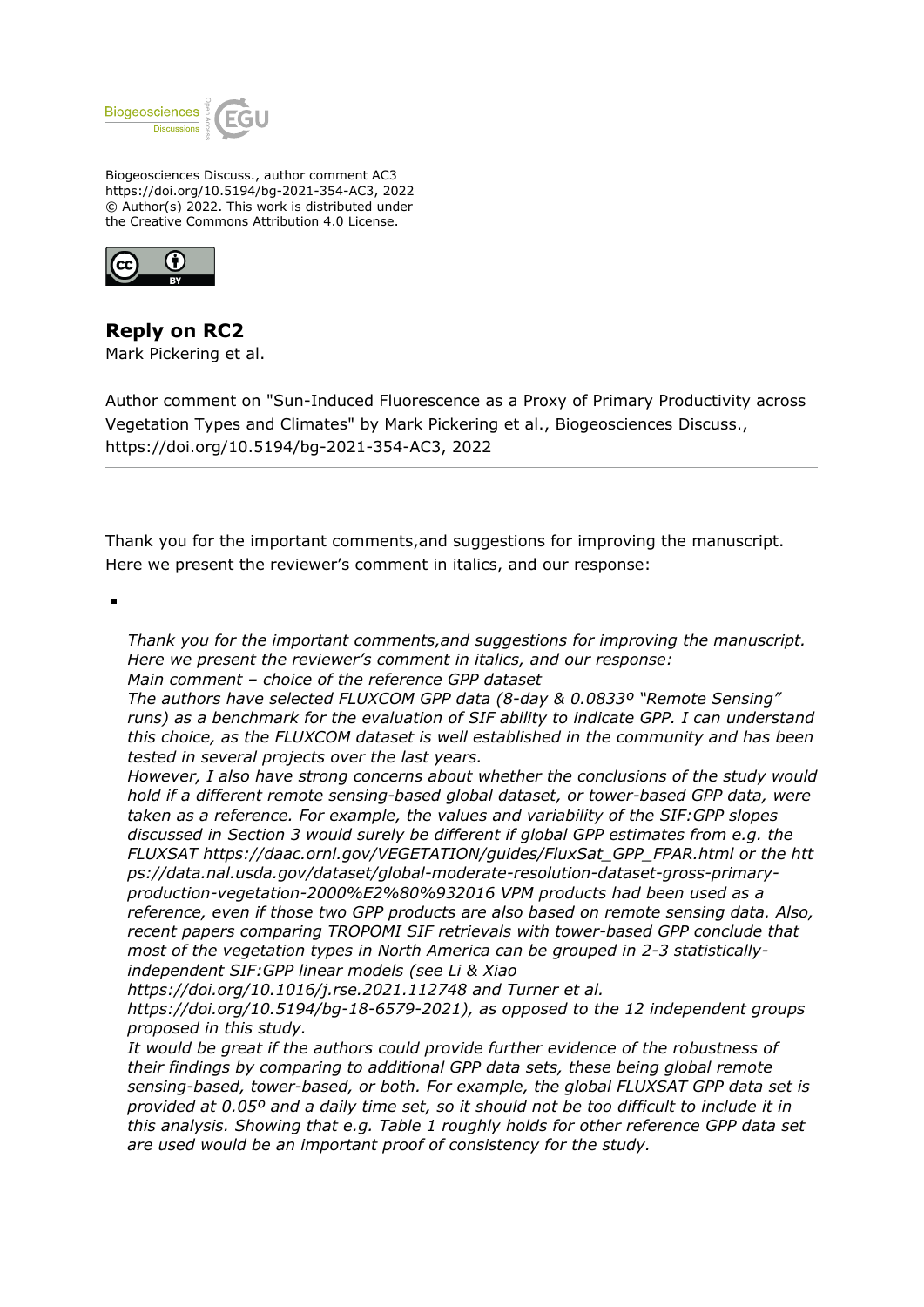Biogeosciences Discuss., author comment AC3
https://doi.org/10.5194/bg-2021-354-AC3, 2022
© Author(s) 2022. This work is distributed under
the Creative Commons Attribution 4.0 License.

## Reply on RC2

Mark Pickering et al.

---

Author comment on "Sun-Induced Fluorescence as a Proxy of Primary Productivity across Vegetation Types and Climates" by Mark Pickering et al., Biogeosciences Discuss., https://doi.org/10.5194/bg-2021-354-AC3, 2022

---

Thank you for the important comments,and suggestions for improving the manuscript. Here we present the reviewer's comment in italics, and our response:

- *Thank you for the important comments,and suggestions for improving the manuscript. Here we present the reviewer's comment in italics, and our response:*
  *Main comment – choice of the reference GPP dataset*
  *The authors have selected FLUXCOM GPP data (8-day & 0.0833º "Remote Sensing" runs) as a benchmark for the evaluation of SIF ability to indicate GPP. I can understand this choice, as the FLUXCOM dataset is well established in the community and has been tested in several projects over the last years.*
  *However, I also have strong concerns about whether the conclusions of the study would hold if a different remote sensing-based global dataset, or tower-based GPP data, were taken as a reference. For example, the values and variability of the SIF:GPP slopes discussed in Section 3 would surely be different if global GPP estimates from e.g. the FLUXSAT https://daac.ornl.gov/VEGETATION/guides/FluxSat_GPP_FPAR.html or the https://data.nal.usda.gov/dataset/global-moderate-resolution-dataset-gross-primary-production-vegetation-2000%E2%80%932016 VPM products had been used as a reference, even if those two GPP products are also based on remote sensing data. Also, recent papers comparing TROPOMI SIF retrievals with tower-based GPP conclude that most of the vegetation types in North America can be grouped in 2-3 statistically-independent SIF:GPP linear models (see Li & Xiao https://doi.org/10.1016/j.rse.2021.112748 and Turner et al. https://doi.org/10.5194/bg-18-6579-2021), as opposed to the 12 independent groups proposed in this study.*
  *It would be great if the authors could provide further evidence of the robustness of their findings by comparing to additional GPP data sets, these being global remote sensing-based, tower-based, or both. For example, the global FLUXSAT GPP data set is provided at 0.05º and a daily time set, so it should not be too difficult to include it in this analysis. Showing that e.g. Table 1 roughly holds for other reference GPP data set are used would be an important proof of consistency for the study.*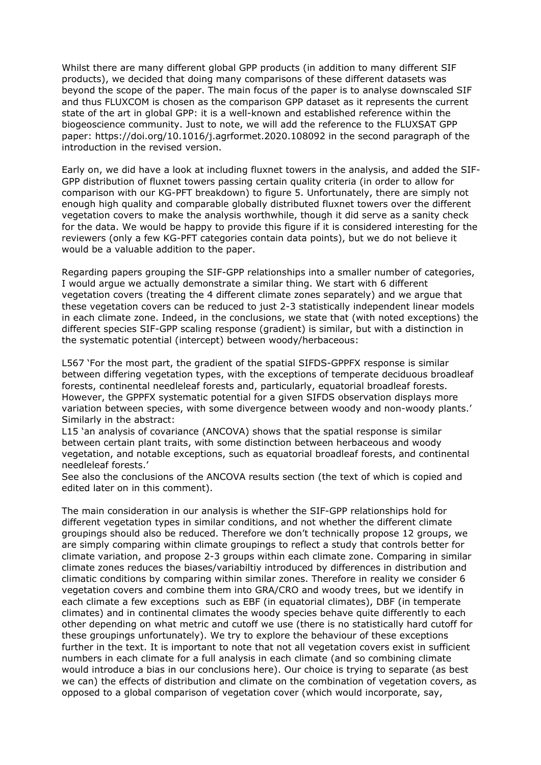Whilst there are many different global GPP products (in addition to many different SIF products), we decided that doing many comparisons of these different datasets was beyond the scope of the paper. The main focus of the paper is to analyse downscaled SIF and thus FLUXCOM is chosen as the comparison GPP dataset as it represents the current state of the art in global GPP: it is a well-known and established reference within the biogeoscience community. Just to note, we will add the reference to the FLUXSAT GPP paper: https://doi.org/10.1016/j.agrformet.2020.108092 in the second paragraph of the introduction in the revised version.

Early on, we did have a look at including fluxnet towers in the analysis, and added the SIF-GPP distribution of fluxnet towers passing certain quality criteria (in order to allow for comparison with our KG-PFT breakdown) to figure 5. Unfortunately, there are simply not enough high quality and comparable globally distributed fluxnet towers over the different vegetation covers to make the analysis worthwhile, though it did serve as a sanity check for the data. We would be happy to provide this figure if it is considered interesting for the reviewers (only a few KG-PFT categories contain data points), but we do not believe it would be a valuable addition to the paper.

Regarding papers grouping the SIF-GPP relationships into a smaller number of categories, I would argue we actually demonstrate a similar thing. We start with 6 different vegetation covers (treating the 4 different climate zones separately) and we argue that these vegetation covers can be reduced to just 2-3 statistically independent linear models in each climate zone. Indeed, in the conclusions, we state that (with noted exceptions) the different species SIF-GPP scaling response (gradient) is similar, but with a distinction in the systematic potential (intercept) between woody/herbaceous:

L567 'For the most part, the gradient of the spatial SIFDS-GPPFX response is similar between differing vegetation types, with the exceptions of temperate deciduous broadleaf forests, continental needleleaf forests and, particularly, equatorial broadleaf forests. However, the GPPFX systematic potential for a given SIFDS observation displays more variation between species, with some divergence between woody and non-woody plants.' Similarly in the abstract:
L15 'an analysis of covariance (ANCOVA) shows that the spatial response is similar between certain plant traits, with some distinction between herbaceous and woody vegetation, and notable exceptions, such as equatorial broadleaf forests, and continental needleleaf forests.'
See also the conclusions of the ANCOVA results section (the text of which is copied and edited later on in this comment).

The main consideration in our analysis is whether the SIF-GPP relationships hold for different vegetation types in similar conditions, and not whether the different climate groupings should also be reduced. Therefore we don't technically propose 12 groups, we are simply comparing within climate groupings to reflect a study that controls better for climate variation, and propose 2-3 groups within each climate zone. Comparing in similar climate zones reduces the biases/variabiltiy introduced by differences in distribution and climatic conditions by comparing within similar zones. Therefore in reality we consider 6 vegetation covers and combine them into GRA/CRO and woody trees, but we identify in each climate a few exceptions such as EBF (in equatorial climates), DBF (in temperate climates) and in continental climates the woody species behave quite differently to each other depending on what metric and cutoff we use (there is no statistically hard cutoff for these groupings unfortunately). We try to explore the behaviour of these exceptions further in the text. It is important to note that not all vegetation covers exist in sufficient numbers in each climate for a full analysis in each climate (and so combining climate would introduce a bias in our conclusions here). Our choice is trying to separate (as best we can) the effects of distribution and climate on the combination of vegetation covers, as opposed to a global comparison of vegetation cover (which would incorporate, say,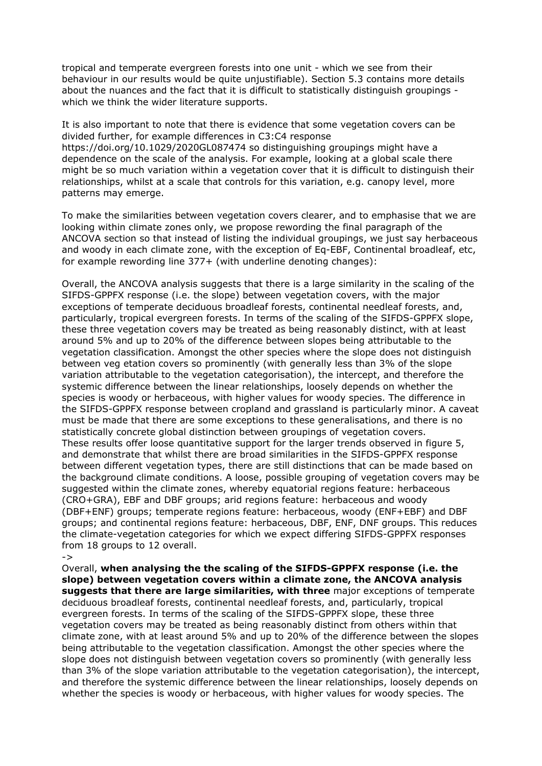tropical and temperate evergreen forests into one unit - which we see from their behaviour in our results would be quite unjustifiable). Section 5.3 contains more details about the nuances and the fact that it is difficult to statistically distinguish groupings - which we think the wider literature supports.

It is also important to note that there is evidence that some vegetation covers can be divided further, for example differences in C3:C4 response https://doi.org/10.1029/2020GL087474 so distinguishing groupings might have a dependence on the scale of the analysis. For example, looking at a global scale there might be so much variation within a vegetation cover that it is difficult to distinguish their relationships, whilst at a scale that controls for this variation, e.g. canopy level, more patterns may emerge.

To make the similarities between vegetation covers clearer, and to emphasise that we are looking within climate zones only, we propose rewording the final paragraph of the ANCOVA section so that instead of listing the individual groupings, we just say herbaceous and woody in each climate zone, with the exception of Eq-EBF, Continental broadleaf, etc, for example rewording line 377+ (with underline denoting changes):

Overall, the ANCOVA analysis suggests that there is a large similarity in the scaling of the SIFDS-GPPFX response (i.e. the slope) between vegetation covers, with the major exceptions of temperate deciduous broadleaf forests, continental needleaf forests, and, particularly, tropical evergreen forests. In terms of the scaling of the SIFDS-GPPFX slope, these three vegetation covers may be treated as being reasonably distinct, with at least around 5% and up to 20% of the difference between slopes being attributable to the vegetation classification. Amongst the other species where the slope does not distinguish between veg etation covers so prominently (with generally less than 3% of the slope variation attributable to the vegetation categorisation), the intercept, and therefore the systemic difference between the linear relationships, loosely depends on whether the species is woody or herbaceous, with higher values for woody species. The difference in the SIFDS-GPPFX response between cropland and grassland is particularly minor. A caveat must be made that there are some exceptions to these generalisations, and there is no statistically concrete global distinction between groupings of vegetation covers.
These results offer loose quantitative support for the larger trends observed in figure 5, and demonstrate that whilst there are broad similarities in the SIFDS-GPPFX response between different vegetation types, there are still distinctions that can be made based on the background climate conditions. A loose, possible grouping of vegetation covers may be suggested within the climate zones, whereby equatorial regions feature: herbaceous (CRO+GRA), EBF and DBF groups; arid regions feature: herbaceous and woody (DBF+ENF) groups; temperate regions feature: herbaceous, woody (ENF+EBF) and DBF groups; and continental regions feature: herbaceous, DBF, ENF, DNF groups. This reduces the climate-vegetation categories for which we expect differing SIFDS-GPPFX responses from 18 groups to 12 overall.

->

Overall, **when analysing the the scaling of the SIFDS-GPPFX response (i.e. the slope) between vegetation covers within a climate zone, the ANCOVA analysis suggests that there are large similarities, with three** major exceptions of temperate deciduous broadleaf forests, continental needleaf forests, and, particularly, tropical evergreen forests. In terms of the scaling of the SIFDS-GPPFX slope, these three vegetation covers may be treated as being reasonably distinct from others within that climate zone, with at least around 5% and up to 20% of the difference between the slopes being attributable to the vegetation classification. Amongst the other species where the slope does not distinguish between vegetation covers so prominently (with generally less than 3% of the slope variation attributable to the vegetation categorisation), the intercept, and therefore the systemic difference between the linear relationships, loosely depends on whether the species is woody or herbaceous, with higher values for woody species. The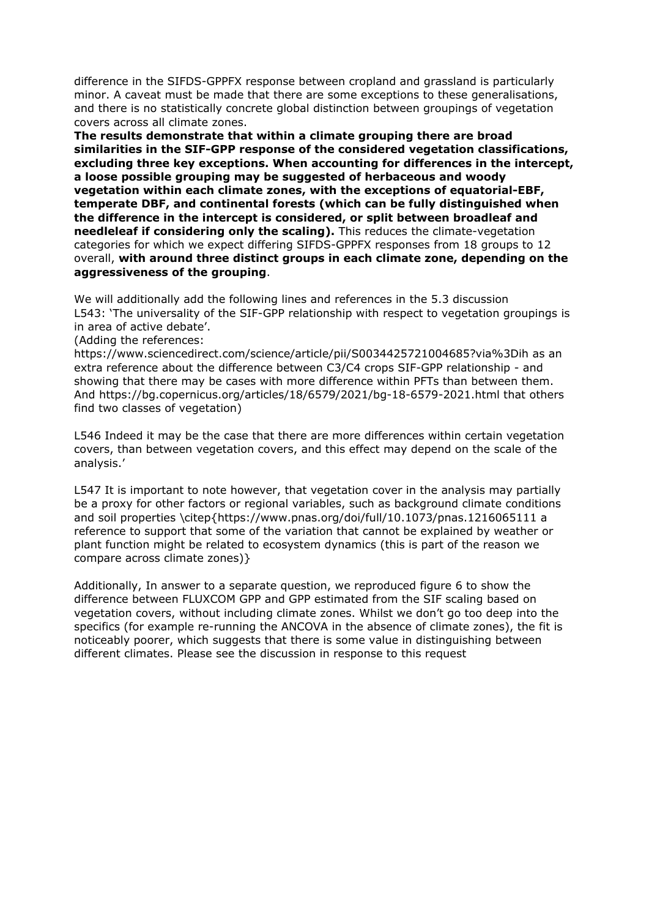difference in the SIFDS-GPPFX response between cropland and grassland is particularly minor. A caveat must be made that there are some exceptions to these generalisations, and there is no statistically concrete global distinction between groupings of vegetation covers across all climate zones.
**The results demonstrate that within a climate grouping there are broad similarities in the SIF-GPP response of the considered vegetation classifications, excluding three key exceptions. When accounting for differences in the intercept, a loose possible grouping may be suggested of herbaceous and woody vegetation within each climate zones, with the exceptions of equatorial-EBF, temperate DBF, and continental forests (which can be fully distinguished when the difference in the intercept is considered, or split between broadleaf and needleleaf if considering only the scaling).** This reduces the climate-vegetation categories for which we expect differing SIFDS-GPPFX responses from 18 groups to 12 overall, **with around three distinct groups in each climate zone, depending on the aggressiveness of the grouping**.

We will additionally add the following lines and references in the 5.3 discussion
L543: 'The universality of the SIF-GPP relationship with respect to vegetation groupings is in area of active debate'.
(Adding the references:
https://www.sciencedirect.com/science/article/pii/S0034425721004685?via%3Dih as an extra reference about the difference between C3/C4 crops SIF-GPP relationship - and showing that there may be cases with more difference within PFTs than between them. And https://bg.copernicus.org/articles/18/6579/2021/bg-18-6579-2021.html that others find two classes of vegetation)

L546 Indeed it may be the case that there are more differences within certain vegetation covers, than between vegetation covers, and this effect may depend on the scale of the analysis.'

L547 It is important to note however, that vegetation cover in the analysis may partially be a proxy for other factors or regional variables, such as background climate conditions and soil properties \citep{https://www.pnas.org/doi/full/10.1073/pnas.1216065111 a reference to support that some of the variation that cannot be explained by weather or plant function might be related to ecosystem dynamics (this is part of the reason we compare across climate zones)}

Additionally, In answer to a separate question, we reproduced figure 6 to show the difference between FLUXCOM GPP and GPP estimated from the SIF scaling based on vegetation covers, without including climate zones. Whilst we don't go too deep into the specifics (for example re-running the ANCOVA in the absence of climate zones), the fit is noticeably poorer, which suggests that there is some value in distinguishing between different climates. Please see the discussion in response to this request